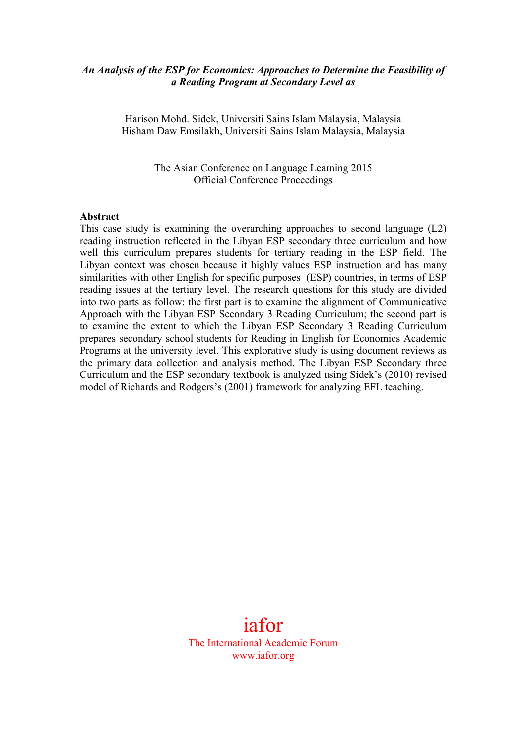***An Analysis of the ESP for Economics: Approaches to Determine the Feasibility of a Reading Program at Secondary Level as***

Harison Mohd. Sidek, Universiti Sains Islam Malaysia, Malaysia
Hisham Daw Emsilakh, Universiti Sains Islam Malaysia, Malaysia

The Asian Conference on Language Learning 2015
Official Conference Proceedings

**Abstract**

This case study is examining the overarching approaches to second language (L2) reading instruction reflected in the Libyan ESP secondary three curriculum and how well this curriculum prepares students for tertiary reading in the ESP field. The Libyan context was chosen because it highly values ESP instruction and has many similarities with other English for specific purposes (ESP) countries, in terms of ESP reading issues at the tertiary level. The research questions for this study are divided into two parts as follow: the first part is to examine the alignment of Communicative Approach with the Libyan ESP Secondary 3 Reading Curriculum; the second part is to examine the extent to which the Libyan ESP Secondary 3 Reading Curriculum prepares secondary school students for Reading in English for Economics Academic Programs at the university level. This explorative study is using document reviews as the primary data collection and analysis method. The Libyan ESP Secondary three Curriculum and the ESP secondary textbook is analyzed using Sidek's (2010) revised model of Richards and Rodgers's (2001) framework for analyzing EFL teaching.

iafor
The International Academic Forum
www.iafor.org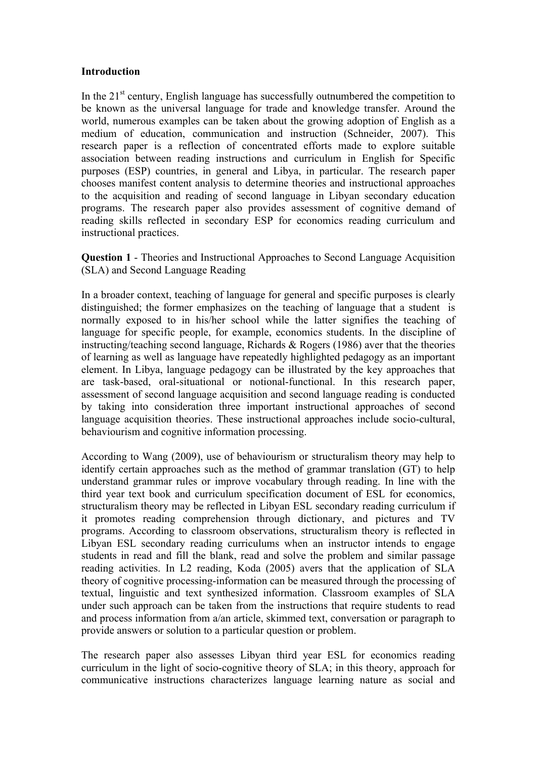**Introduction**

In the 21st century, English language has successfully outnumbered the competition to be known as the universal language for trade and knowledge transfer. Around the world, numerous examples can be taken about the growing adoption of English as a medium of education, communication and instruction (Schneider, 2007). This research paper is a reflection of concentrated efforts made to explore suitable association between reading instructions and curriculum in English for Specific purposes (ESP) countries, in general and Libya, in particular. The research paper chooses manifest content analysis to determine theories and instructional approaches to the acquisition and reading of second language in Libyan secondary education programs. The research paper also provides assessment of cognitive demand of reading skills reflected in secondary ESP for economics reading curriculum and instructional practices.

**Question 1** - Theories and Instructional Approaches to Second Language Acquisition (SLA) and Second Language Reading

In a broader context, teaching of language for general and specific purposes is clearly distinguished; the former emphasizes on the teaching of language that a student is normally exposed to in his/her school while the latter signifies the teaching of language for specific people, for example, economics students. In the discipline of instructing/teaching second language, Richards & Rogers (1986) aver that the theories of learning as well as language have repeatedly highlighted pedagogy as an important element. In Libya, language pedagogy can be illustrated by the key approaches that are task-based, oral-situational or notional-functional. In this research paper, assessment of second language acquisition and second language reading is conducted by taking into consideration three important instructional approaches of second language acquisition theories. These instructional approaches include socio-cultural, behaviourism and cognitive information processing.

According to Wang (2009), use of behaviourism or structuralism theory may help to identify certain approaches such as the method of grammar translation (GT) to help understand grammar rules or improve vocabulary through reading. In line with the third year text book and curriculum specification document of ESL for economics, structuralism theory may be reflected in Libyan ESL secondary reading curriculum if it promotes reading comprehension through dictionary, and pictures and TV programs. According to classroom observations, structuralism theory is reflected in Libyan ESL secondary reading curriculums when an instructor intends to engage students in read and fill the blank, read and solve the problem and similar passage reading activities. In L2 reading, Koda (2005) avers that the application of SLA theory of cognitive processing-information can be measured through the processing of textual, linguistic and text synthesized information. Classroom examples of SLA under such approach can be taken from the instructions that require students to read and process information from a/an article, skimmed text, conversation or paragraph to provide answers or solution to a particular question or problem.

The research paper also assesses Libyan third year ESL for economics reading curriculum in the light of socio-cognitive theory of SLA; in this theory, approach for communicative instructions characterizes language learning nature as social and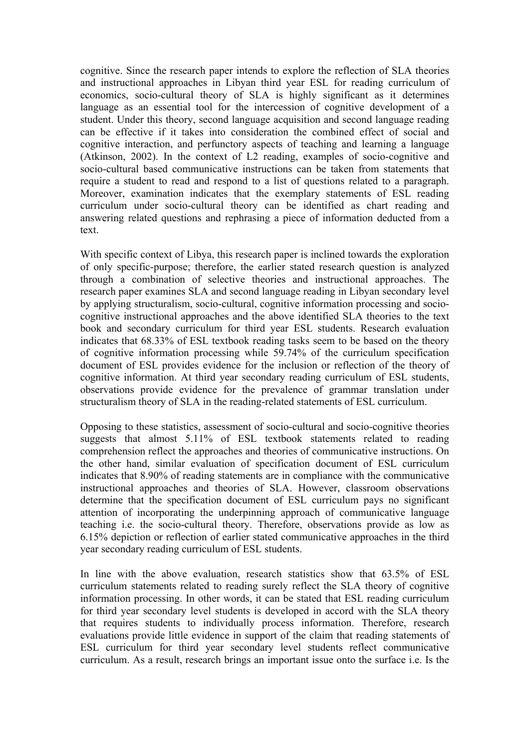cognitive. Since the research paper intends to explore the reflection of SLA theories and instructional approaches in Libyan third year ESL for reading curriculum of economics, socio-cultural theory of SLA is highly significant as it determines language as an essential tool for the intercession of cognitive development of a student. Under this theory, second language acquisition and second language reading can be effective if it takes into consideration the combined effect of social and cognitive interaction, and perfunctory aspects of teaching and learning a language (Atkinson, 2002). In the context of L2 reading, examples of socio-cognitive and socio-cultural based communicative instructions can be taken from statements that require a student to read and respond to a list of questions related to a paragraph. Moreover, examination indicates that the exemplary statements of ESL reading curriculum under socio-cultural theory can be identified as chart reading and answering related questions and rephrasing a piece of information deducted from a text.

With specific context of Libya, this research paper is inclined towards the exploration of only specific-purpose; therefore, the earlier stated research question is analyzed through a combination of selective theories and instructional approaches. The research paper examines SLA and second language reading in Libyan secondary level by applying structuralism, socio-cultural, cognitive information processing and socio-cognitive instructional approaches and the above identified SLA theories to the text book and secondary curriculum for third year ESL students. Research evaluation indicates that 68.33% of ESL textbook reading tasks seem to be based on the theory of cognitive information processing while 59.74% of the curriculum specification document of ESL provides evidence for the inclusion or reflection of the theory of cognitive information. At third year secondary reading curriculum of ESL students, observations provide evidence for the prevalence of grammar translation under structuralism theory of SLA in the reading-related statements of ESL curriculum.

Opposing to these statistics, assessment of socio-cultural and socio-cognitive theories suggests that almost 5.11% of ESL textbook statements related to reading comprehension reflect the approaches and theories of communicative instructions. On the other hand, similar evaluation of specification document of ESL curriculum indicates that 8.90% of reading statements are in compliance with the communicative instructional approaches and theories of SLA. However, classroom observations determine that the specification document of ESL curriculum pays no significant attention of incorporating the underpinning approach of communicative language teaching i.e. the socio-cultural theory. Therefore, observations provide as low as 6.15% depiction or reflection of earlier stated communicative approaches in the third year secondary reading curriculum of ESL students.

In line with the above evaluation, research statistics show that 63.5% of ESL curriculum statements related to reading surely reflect the SLA theory of cognitive information processing. In other words, it can be stated that ESL reading curriculum for third year secondary level students is developed in accord with the SLA theory that requires students to individually process information. Therefore, research evaluations provide little evidence in support of the claim that reading statements of ESL curriculum for third year secondary level students reflect communicative curriculum. As a result, research brings an important issue onto the surface i.e. Is the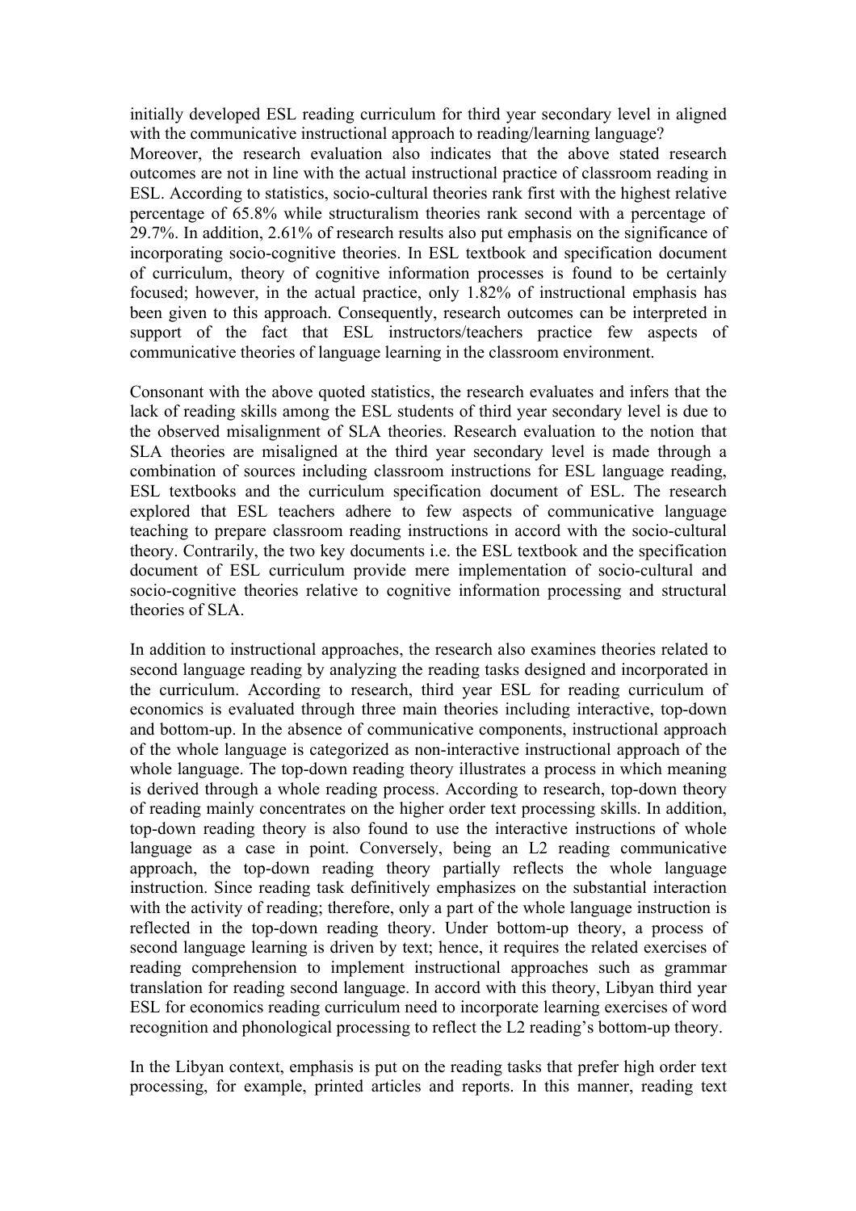initially developed ESL reading curriculum for third year secondary level in aligned with the communicative instructional approach to reading/learning language?

Moreover, the research evaluation also indicates that the above stated research outcomes are not in line with the actual instructional practice of classroom reading in ESL. According to statistics, socio-cultural theories rank first with the highest relative percentage of 65.8% while structuralism theories rank second with a percentage of 29.7%. In addition, 2.61% of research results also put emphasis on the significance of incorporating socio-cognitive theories. In ESL textbook and specification document of curriculum, theory of cognitive information processes is found to be certainly focused; however, in the actual practice, only 1.82% of instructional emphasis has been given to this approach. Consequently, research outcomes can be interpreted in support of the fact that ESL instructors/teachers practice few aspects of communicative theories of language learning in the classroom environment.

Consonant with the above quoted statistics, the research evaluates and infers that the lack of reading skills among the ESL students of third year secondary level is due to the observed misalignment of SLA theories. Research evaluation to the notion that SLA theories are misaligned at the third year secondary level is made through a combination of sources including classroom instructions for ESL language reading, ESL textbooks and the curriculum specification document of ESL. The research explored that ESL teachers adhere to few aspects of communicative language teaching to prepare classroom reading instructions in accord with the socio-cultural theory. Contrarily, the two key documents i.e. the ESL textbook and the specification document of ESL curriculum provide mere implementation of socio-cultural and socio-cognitive theories relative to cognitive information processing and structural theories of SLA.

In addition to instructional approaches, the research also examines theories related to second language reading by analyzing the reading tasks designed and incorporated in the curriculum. According to research, third year ESL for reading curriculum of economics is evaluated through three main theories including interactive, top-down and bottom-up. In the absence of communicative components, instructional approach of the whole language is categorized as non-interactive instructional approach of the whole language. The top-down reading theory illustrates a process in which meaning is derived through a whole reading process. According to research, top-down theory of reading mainly concentrates on the higher order text processing skills. In addition, top-down reading theory is also found to use the interactive instructions of whole language as a case in point. Conversely, being an L2 reading communicative approach, the top-down reading theory partially reflects the whole language instruction. Since reading task definitively emphasizes on the substantial interaction with the activity of reading; therefore, only a part of the whole language instruction is reflected in the top-down reading theory. Under bottom-up theory, a process of second language learning is driven by text; hence, it requires the related exercises of reading comprehension to implement instructional approaches such as grammar translation for reading second language. In accord with this theory, Libyan third year ESL for economics reading curriculum need to incorporate learning exercises of word recognition and phonological processing to reflect the L2 reading's bottom-up theory.

In the Libyan context, emphasis is put on the reading tasks that prefer high order text processing, for example, printed articles and reports. In this manner, reading text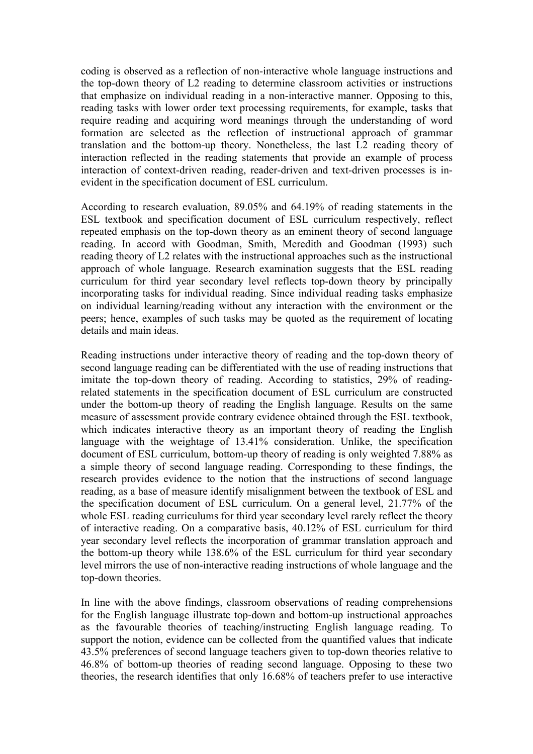coding is observed as a reflection of non-interactive whole language instructions and the top-down theory of L2 reading to determine classroom activities or instructions that emphasize on individual reading in a non-interactive manner. Opposing to this, reading tasks with lower order text processing requirements, for example, tasks that require reading and acquiring word meanings through the understanding of word formation are selected as the reflection of instructional approach of grammar translation and the bottom-up theory. Nonetheless, the last L2 reading theory of interaction reflected in the reading statements that provide an example of process interaction of context-driven reading, reader-driven and text-driven processes is in-evident in the specification document of ESL curriculum.

According to research evaluation, 89.05% and 64.19% of reading statements in the ESL textbook and specification document of ESL curriculum respectively, reflect repeated emphasis on the top-down theory as an eminent theory of second language reading. In accord with Goodman, Smith, Meredith and Goodman (1993) such reading theory of L2 relates with the instructional approaches such as the instructional approach of whole language. Research examination suggests that the ESL reading curriculum for third year secondary level reflects top-down theory by principally incorporating tasks for individual reading. Since individual reading tasks emphasize on individual learning/reading without any interaction with the environment or the peers; hence, examples of such tasks may be quoted as the requirement of locating details and main ideas.

Reading instructions under interactive theory of reading and the top-down theory of second language reading can be differentiated with the use of reading instructions that imitate the top-down theory of reading. According to statistics, 29% of reading-related statements in the specification document of ESL curriculum are constructed under the bottom-up theory of reading the English language. Results on the same measure of assessment provide contrary evidence obtained through the ESL textbook, which indicates interactive theory as an important theory of reading the English language with the weightage of 13.41% consideration. Unlike, the specification document of ESL curriculum, bottom-up theory of reading is only weighted 7.88% as a simple theory of second language reading. Corresponding to these findings, the research provides evidence to the notion that the instructions of second language reading, as a base of measure identify misalignment between the textbook of ESL and the specification document of ESL curriculum. On a general level, 21.77% of the whole ESL reading curriculums for third year secondary level rarely reflect the theory of interactive reading. On a comparative basis, 40.12% of ESL curriculum for third year secondary level reflects the incorporation of grammar translation approach and the bottom-up theory while 138.6% of the ESL curriculum for third year secondary level mirrors the use of non-interactive reading instructions of whole language and the top-down theories.

In line with the above findings, classroom observations of reading comprehensions for the English language illustrate top-down and bottom-up instructional approaches as the favourable theories of teaching/instructing English language reading. To support the notion, evidence can be collected from the quantified values that indicate 43.5% preferences of second language teachers given to top-down theories relative to 46.8% of bottom-up theories of reading second language. Opposing to these two theories, the research identifies that only 16.68% of teachers prefer to use interactive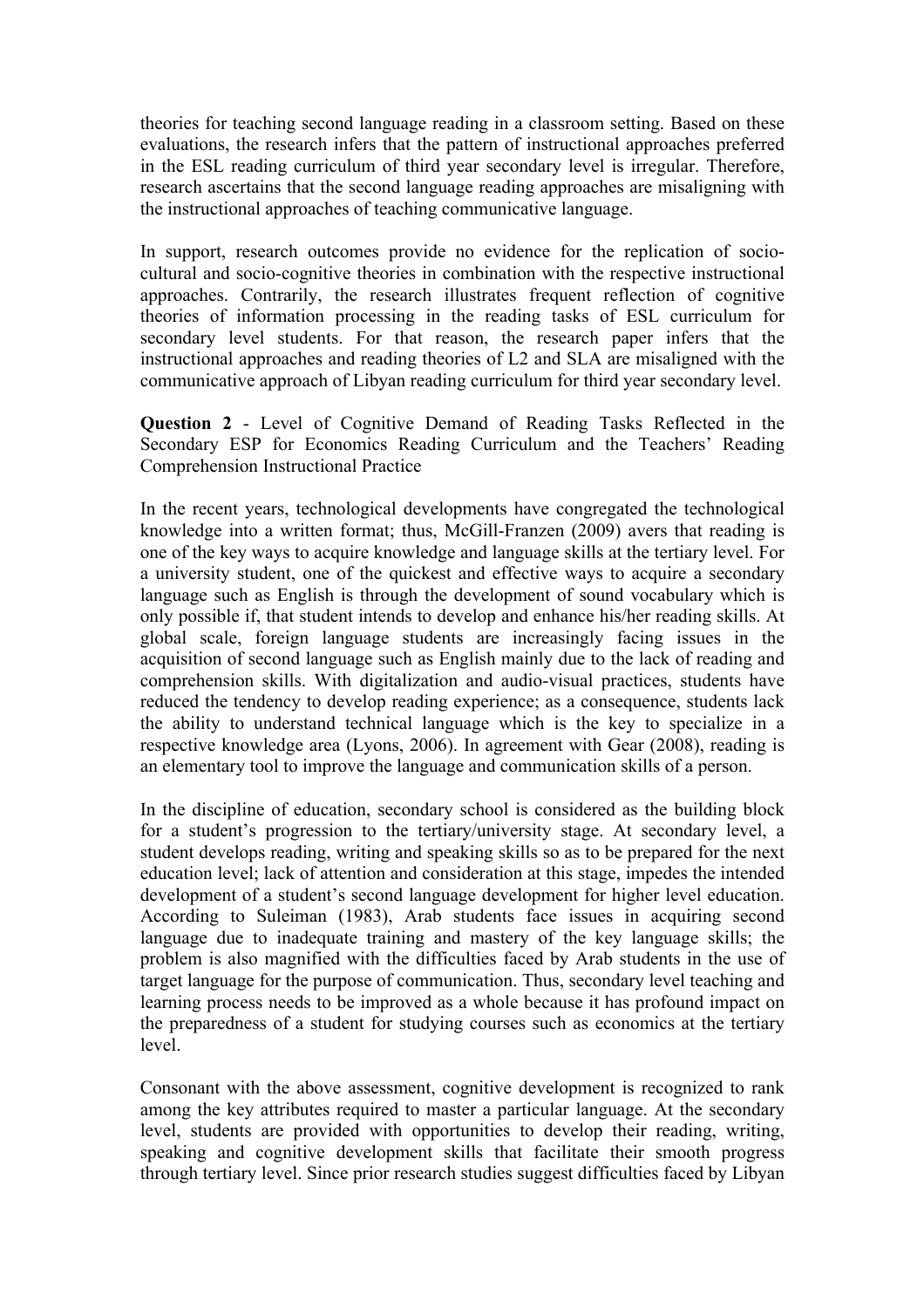theories for teaching second language reading in a classroom setting. Based on these evaluations, the research infers that the pattern of instructional approaches preferred in the ESL reading curriculum of third year secondary level is irregular. Therefore, research ascertains that the second language reading approaches are misaligning with the instructional approaches of teaching communicative language.

In support, research outcomes provide no evidence for the replication of socio-cultural and socio-cognitive theories in combination with the respective instructional approaches. Contrarily, the research illustrates frequent reflection of cognitive theories of information processing in the reading tasks of ESL curriculum for secondary level students. For that reason, the research paper infers that the instructional approaches and reading theories of L2 and SLA are misaligned with the communicative approach of Libyan reading curriculum for third year secondary level.

**Question 2** - Level of Cognitive Demand of Reading Tasks Reflected in the Secondary ESP for Economics Reading Curriculum and the Teachers' Reading Comprehension Instructional Practice

In the recent years, technological developments have congregated the technological knowledge into a written format; thus, McGill-Franzen (2009) avers that reading is one of the key ways to acquire knowledge and language skills at the tertiary level. For a university student, one of the quickest and effective ways to acquire a secondary language such as English is through the development of sound vocabulary which is only possible if, that student intends to develop and enhance his/her reading skills. At global scale, foreign language students are increasingly facing issues in the acquisition of second language such as English mainly due to the lack of reading and comprehension skills. With digitalization and audio-visual practices, students have reduced the tendency to develop reading experience; as a consequence, students lack the ability to understand technical language which is the key to specialize in a respective knowledge area (Lyons, 2006). In agreement with Gear (2008), reading is an elementary tool to improve the language and communication skills of a person.

In the discipline of education, secondary school is considered as the building block for a student's progression to the tertiary/university stage. At secondary level, a student develops reading, writing and speaking skills so as to be prepared for the next education level; lack of attention and consideration at this stage, impedes the intended development of a student's second language development for higher level education. According to Suleiman (1983), Arab students face issues in acquiring second language due to inadequate training and mastery of the key language skills; the problem is also magnified with the difficulties faced by Arab students in the use of target language for the purpose of communication. Thus, secondary level teaching and learning process needs to be improved as a whole because it has profound impact on the preparedness of a student for studying courses such as economics at the tertiary level.

Consonant with the above assessment, cognitive development is recognized to rank among the key attributes required to master a particular language. At the secondary level, students are provided with opportunities to develop their reading, writing, speaking and cognitive development skills that facilitate their smooth progress through tertiary level. Since prior research studies suggest difficulties faced by Libyan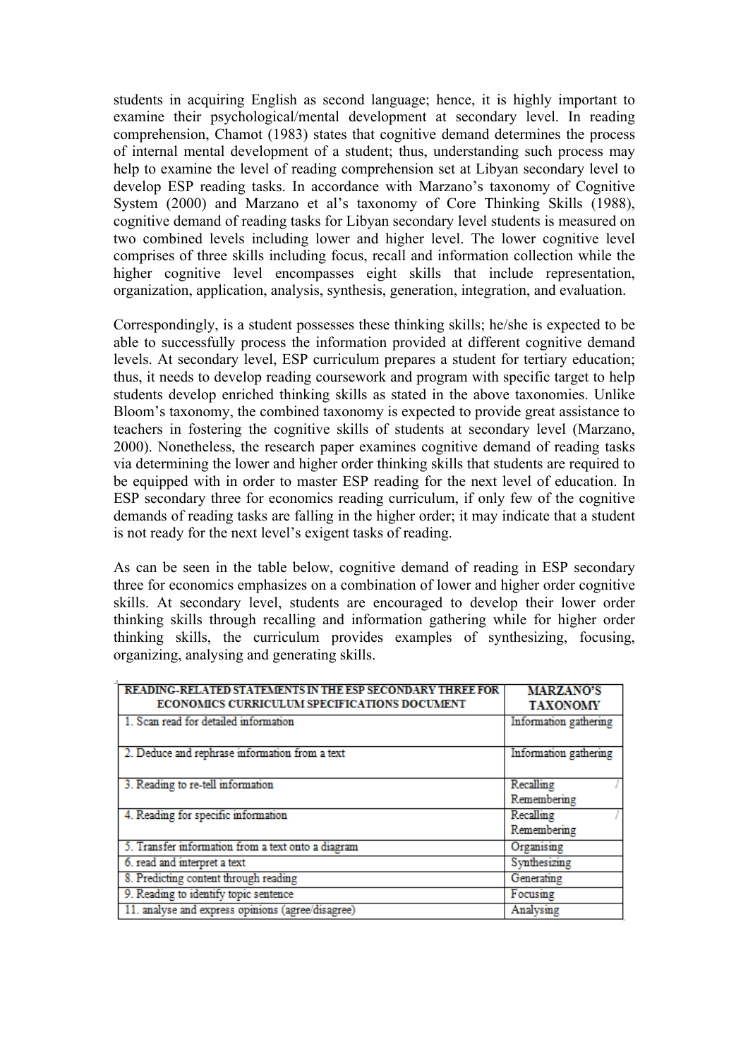students in acquiring English as second language; hence, it is highly important to examine their psychological/mental development at secondary level. In reading comprehension, Chamot (1983) states that cognitive demand determines the process of internal mental development of a student; thus, understanding such process may help to examine the level of reading comprehension set at Libyan secondary level to develop ESP reading tasks. In accordance with Marzano's taxonomy of Cognitive System (2000) and Marzano et al's taxonomy of Core Thinking Skills (1988), cognitive demand of reading tasks for Libyan secondary level students is measured on two combined levels including lower and higher level. The lower cognitive level comprises of three skills including focus, recall and information collection while the higher cognitive level encompasses eight skills that include representation, organization, application, analysis, synthesis, generation, integration, and evaluation.

Correspondingly, is a student possesses these thinking skills; he/she is expected to be able to successfully process the information provided at different cognitive demand levels. At secondary level, ESP curriculum prepares a student for tertiary education; thus, it needs to develop reading coursework and program with specific target to help students develop enriched thinking skills as stated in the above taxonomies. Unlike Bloom's taxonomy, the combined taxonomy is expected to provide great assistance to teachers in fostering the cognitive skills of students at secondary level (Marzano, 2000). Nonetheless, the research paper examines cognitive demand of reading tasks via determining the lower and higher order thinking skills that students are required to be equipped with in order to master ESP reading for the next level of education. In ESP secondary three for economics reading curriculum, if only few of the cognitive demands of reading tasks are falling in the higher order; it may indicate that a student is not ready for the next level's exigent tasks of reading.

As can be seen in the table below, cognitive demand of reading in ESP secondary three for economics emphasizes on a combination of lower and higher order cognitive skills. At secondary level, students are encouraged to develop their lower order thinking skills through recalling and information gathering while for higher order thinking skills, the curriculum provides examples of synthesizing, focusing, organizing, analysing and generating skills.

| READING-RELATED STATEMENTS IN THE ESP SECONDARY THREE FOR ECONOMICS CURRICULUM SPECIFICATIONS DOCUMENT | MARZANO'S TAXONOMY |
|---|---|
| 1. Scan read for detailed information | Information gathering |
| 2. Deduce and rephrase information from a text | Information gathering |
| 3. Reading to re-tell information | Recalling / Remembering |
| 4. Reading for specific information | Recalling / Remembering |
| 5. Transfer information from a text onto a diagram | Organising |
| 6. read and interpret a text | Synthesizing |
| 8. Predicting content through reading | Generating |
| 9. Reading to identify topic sentence | Focusing |
| 11. analyse and express opinions (agree/disagree) | Analysing |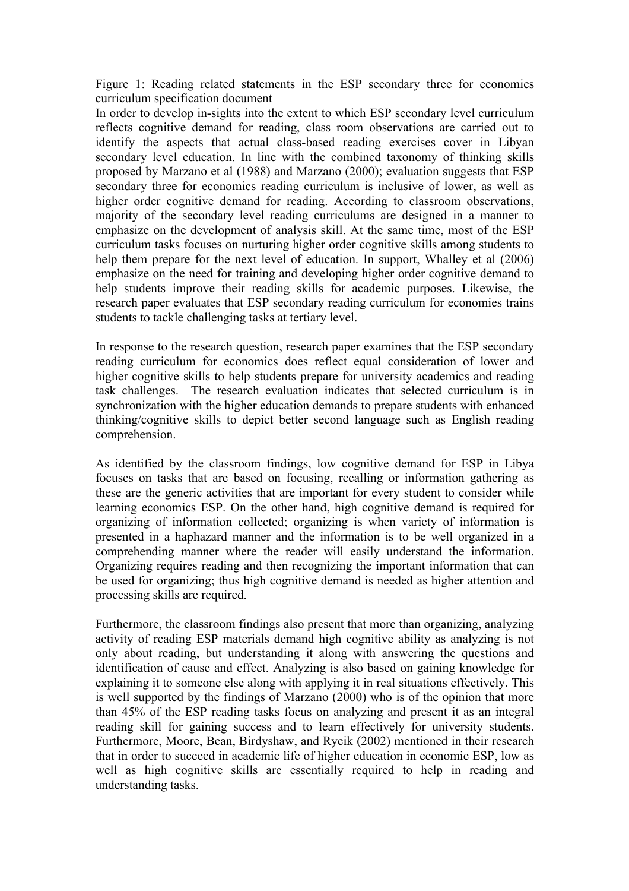Figure 1: Reading related statements in the ESP secondary three for economics curriculum specification document

In order to develop in-sights into the extent to which ESP secondary level curriculum reflects cognitive demand for reading, class room observations are carried out to identify the aspects that actual class-based reading exercises cover in Libyan secondary level education. In line with the combined taxonomy of thinking skills proposed by Marzano et al (1988) and Marzano (2000); evaluation suggests that ESP secondary three for economics reading curriculum is inclusive of lower, as well as higher order cognitive demand for reading. According to classroom observations, majority of the secondary level reading curriculums are designed in a manner to emphasize on the development of analysis skill. At the same time, most of the ESP curriculum tasks focuses on nurturing higher order cognitive skills among students to help them prepare for the next level of education. In support, Whalley et al (2006) emphasize on the need for training and developing higher order cognitive demand to help students improve their reading skills for academic purposes. Likewise, the research paper evaluates that ESP secondary reading curriculum for economies trains students to tackle challenging tasks at tertiary level.

In response to the research question, research paper examines that the ESP secondary reading curriculum for economics does reflect equal consideration of lower and higher cognitive skills to help students prepare for university academics and reading task challenges. The research evaluation indicates that selected curriculum is in synchronization with the higher education demands to prepare students with enhanced thinking/cognitive skills to depict better second language such as English reading comprehension.

As identified by the classroom findings, low cognitive demand for ESP in Libya focuses on tasks that are based on focusing, recalling or information gathering as these are the generic activities that are important for every student to consider while learning economics ESP. On the other hand, high cognitive demand is required for organizing of information collected; organizing is when variety of information is presented in a haphazard manner and the information is to be well organized in a comprehending manner where the reader will easily understand the information. Organizing requires reading and then recognizing the important information that can be used for organizing; thus high cognitive demand is needed as higher attention and processing skills are required.

Furthermore, the classroom findings also present that more than organizing, analyzing activity of reading ESP materials demand high cognitive ability as analyzing is not only about reading, but understanding it along with answering the questions and identification of cause and effect. Analyzing is also based on gaining knowledge for explaining it to someone else along with applying it in real situations effectively. This is well supported by the findings of Marzano (2000) who is of the opinion that more than 45% of the ESP reading tasks focus on analyzing and present it as an integral reading skill for gaining success and to learn effectively for university students. Furthermore, Moore, Bean, Birdyshaw, and Rycik (2002) mentioned in their research that in order to succeed in academic life of higher education in economic ESP, low as well as high cognitive skills are essentially required to help in reading and understanding tasks.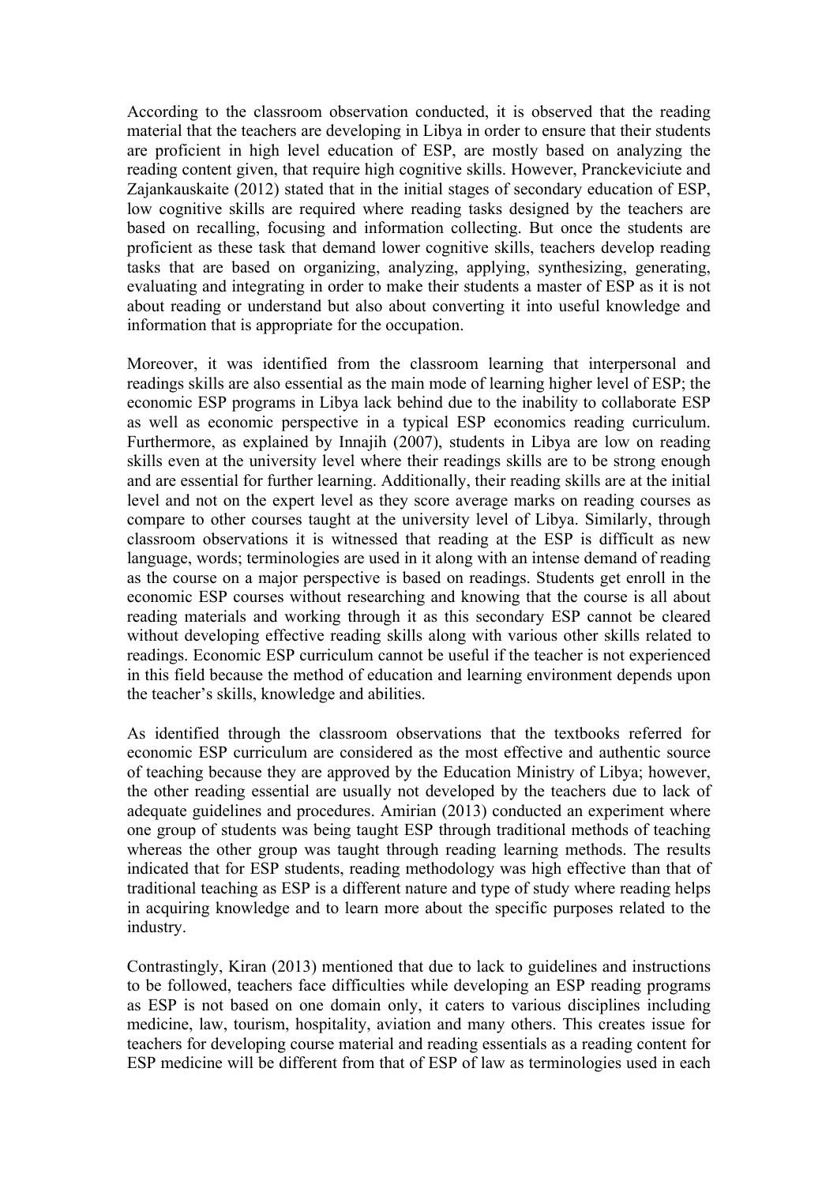According to the classroom observation conducted, it is observed that the reading material that the teachers are developing in Libya in order to ensure that their students are proficient in high level education of ESP, are mostly based on analyzing the reading content given, that require high cognitive skills. However, Pranckeviciute and Zajankauskaite (2012) stated that in the initial stages of secondary education of ESP, low cognitive skills are required where reading tasks designed by the teachers are based on recalling, focusing and information collecting. But once the students are proficient as these task that demand lower cognitive skills, teachers develop reading tasks that are based on organizing, analyzing, applying, synthesizing, generating, evaluating and integrating in order to make their students a master of ESP as it is not about reading or understand but also about converting it into useful knowledge and information that is appropriate for the occupation.

Moreover, it was identified from the classroom learning that interpersonal and readings skills are also essential as the main mode of learning higher level of ESP; the economic ESP programs in Libya lack behind due to the inability to collaborate ESP as well as economic perspective in a typical ESP economics reading curriculum. Furthermore, as explained by Innajih (2007), students in Libya are low on reading skills even at the university level where their readings skills are to be strong enough and are essential for further learning. Additionally, their reading skills are at the initial level and not on the expert level as they score average marks on reading courses as compare to other courses taught at the university level of Libya. Similarly, through classroom observations it is witnessed that reading at the ESP is difficult as new language, words; terminologies are used in it along with an intense demand of reading as the course on a major perspective is based on readings. Students get enroll in the economic ESP courses without researching and knowing that the course is all about reading materials and working through it as this secondary ESP cannot be cleared without developing effective reading skills along with various other skills related to readings. Economic ESP curriculum cannot be useful if the teacher is not experienced in this field because the method of education and learning environment depends upon the teacher's skills, knowledge and abilities.

As identified through the classroom observations that the textbooks referred for economic ESP curriculum are considered as the most effective and authentic source of teaching because they are approved by the Education Ministry of Libya; however, the other reading essential are usually not developed by the teachers due to lack of adequate guidelines and procedures. Amirian (2013) conducted an experiment where one group of students was being taught ESP through traditional methods of teaching whereas the other group was taught through reading learning methods. The results indicated that for ESP students, reading methodology was high effective than that of traditional teaching as ESP is a different nature and type of study where reading helps in acquiring knowledge and to learn more about the specific purposes related to the industry.

Contrastingly, Kiran (2013) mentioned that due to lack to guidelines and instructions to be followed, teachers face difficulties while developing an ESP reading programs as ESP is not based on one domain only, it caters to various disciplines including medicine, law, tourism, hospitality, aviation and many others. This creates issue for teachers for developing course material and reading essentials as a reading content for ESP medicine will be different from that of ESP of law as terminologies used in each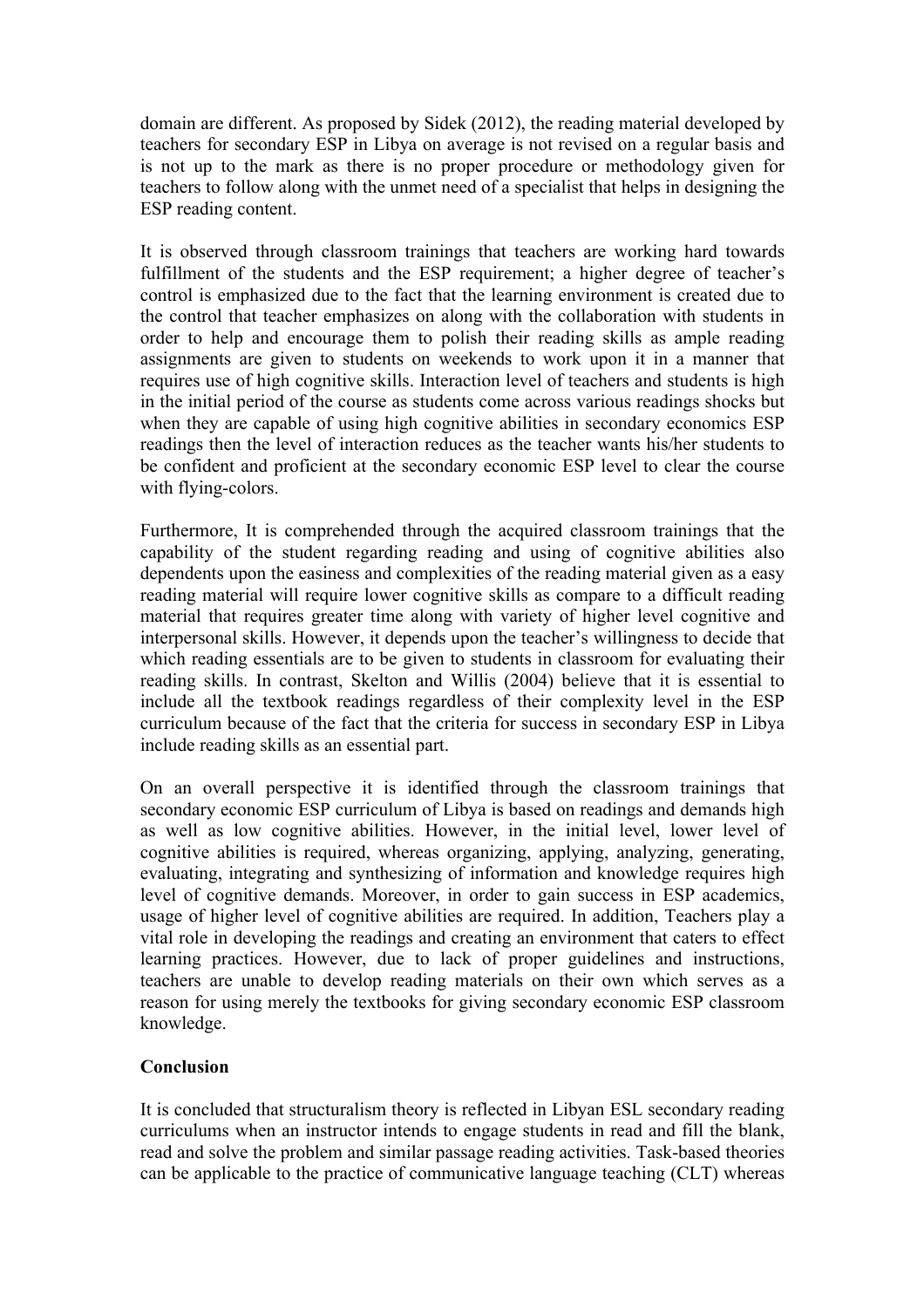domain are different. As proposed by Sidek (2012), the reading material developed by teachers for secondary ESP in Libya on average is not revised on a regular basis and is not up to the mark as there is no proper procedure or methodology given for teachers to follow along with the unmet need of a specialist that helps in designing the ESP reading content.

It is observed through classroom trainings that teachers are working hard towards fulfillment of the students and the ESP requirement; a higher degree of teacher's control is emphasized due to the fact that the learning environment is created due to the control that teacher emphasizes on along with the collaboration with students in order to help and encourage them to polish their reading skills as ample reading assignments are given to students on weekends to work upon it in a manner that requires use of high cognitive skills. Interaction level of teachers and students is high in the initial period of the course as students come across various readings shocks but when they are capable of using high cognitive abilities in secondary economics ESP readings then the level of interaction reduces as the teacher wants his/her students to be confident and proficient at the secondary economic ESP level to clear the course with flying-colors.

Furthermore, It is comprehended through the acquired classroom trainings that the capability of the student regarding reading and using of cognitive abilities also dependents upon the easiness and complexities of the reading material given as a easy reading material will require lower cognitive skills as compare to a difficult reading material that requires greater time along with variety of higher level cognitive and interpersonal skills. However, it depends upon the teacher's willingness to decide that which reading essentials are to be given to students in classroom for evaluating their reading skills. In contrast, Skelton and Willis (2004) believe that it is essential to include all the textbook readings regardless of their complexity level in the ESP curriculum because of the fact that the criteria for success in secondary ESP in Libya include reading skills as an essential part.

On an overall perspective it is identified through the classroom trainings that secondary economic ESP curriculum of Libya is based on readings and demands high as well as low cognitive abilities. However, in the initial level, lower level of cognitive abilities is required, whereas organizing, applying, analyzing, generating, evaluating, integrating and synthesizing of information and knowledge requires high level of cognitive demands. Moreover, in order to gain success in ESP academics, usage of higher level of cognitive abilities are required. In addition, Teachers play a vital role in developing the readings and creating an environment that caters to effect learning practices. However, due to lack of proper guidelines and instructions, teachers are unable to develop reading materials on their own which serves as a reason for using merely the textbooks for giving secondary economic ESP classroom knowledge.

**Conclusion**

It is concluded that structuralism theory is reflected in Libyan ESL secondary reading curriculums when an instructor intends to engage students in read and fill the blank, read and solve the problem and similar passage reading activities. Task-based theories can be applicable to the practice of communicative language teaching (CLT) whereas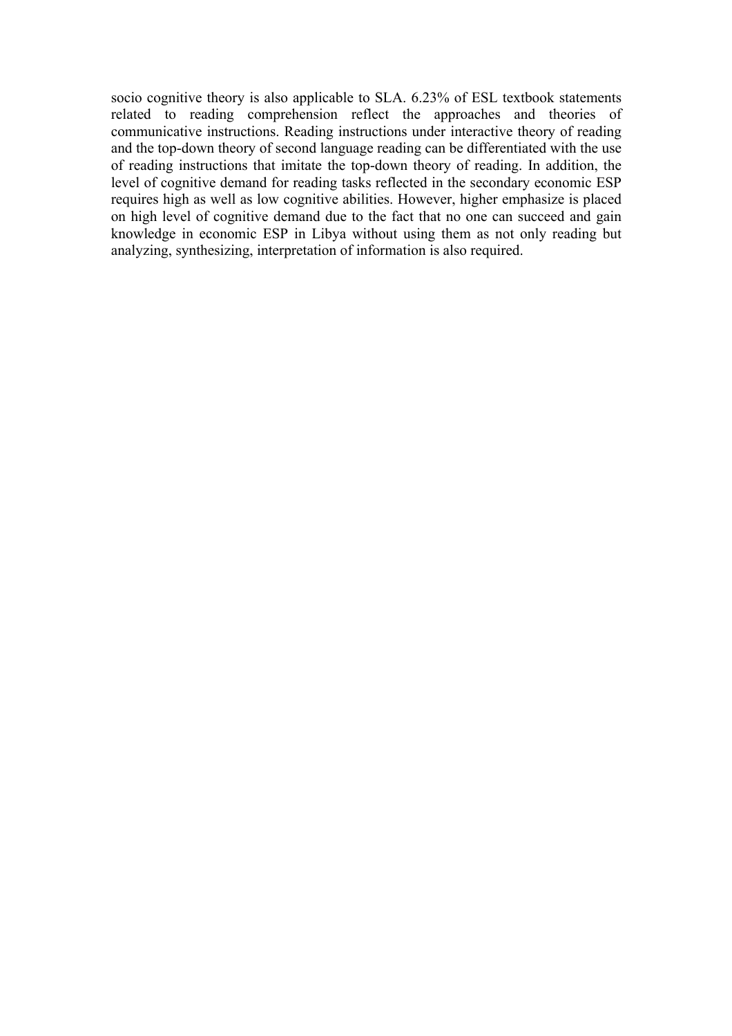socio cognitive theory is also applicable to SLA. 6.23% of ESL textbook statements related to reading comprehension reflect the approaches and theories of communicative instructions. Reading instructions under interactive theory of reading and the top-down theory of second language reading can be differentiated with the use of reading instructions that imitate the top-down theory of reading. In addition, the level of cognitive demand for reading tasks reflected in the secondary economic ESP requires high as well as low cognitive abilities. However, higher emphasize is placed on high level of cognitive demand due to the fact that no one can succeed and gain knowledge in economic ESP in Libya without using them as not only reading but analyzing, synthesizing, interpretation of information is also required.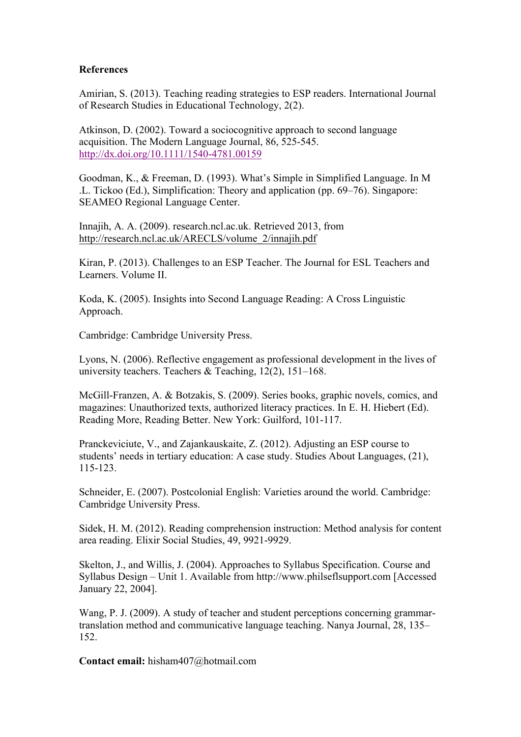**References**

Amirian, S. (2013). Teaching reading strategies to ESP readers. International Journal of Research Studies in Educational Technology, 2(2).

Atkinson, D. (2002). Toward a sociocognitive approach to second language acquisition. The Modern Language Journal, 86, 525-545. http://dx.doi.org/10.1111/1540-4781.00159

Goodman, K., & Freeman, D. (1993). What's Simple in Simplified Language. In M .L. Tickoo (Ed.), Simplification: Theory and application (pp. 69–76). Singapore: SEAMEO Regional Language Center.

Innajih, A. A. (2009). research.ncl.ac.uk. Retrieved 2013, from http://research.ncl.ac.uk/ARECLS/volume_2/innajih.pdf

Kiran, P. (2013). Challenges to an ESP Teacher. The Journal for ESL Teachers and Learners. Volume II.

Koda, K. (2005). Insights into Second Language Reading: A Cross Linguistic Approach.

Cambridge: Cambridge University Press.

Lyons, N. (2006). Reflective engagement as professional development in the lives of university teachers. Teachers & Teaching, 12(2), 151–168.

McGill-Franzen, A. & Botzakis, S. (2009). Series books, graphic novels, comics, and magazines: Unauthorized texts, authorized literacy practices. In E. H. Hiebert (Ed). Reading More, Reading Better. New York: Guilford, 101-117.

Pranckeviciute, V., and Zajankauskaite, Z. (2012). Adjusting an ESP course to students' needs in tertiary education: A case study. Studies About Languages, (21), 115-123.

Schneider, E. (2007). Postcolonial English: Varieties around the world. Cambridge: Cambridge University Press.

Sidek, H. M. (2012). Reading comprehension instruction: Method analysis for content area reading. Elixir Social Studies, 49, 9921-9929.

Skelton, J., and Willis, J. (2004). Approaches to Syllabus Specification. Course and Syllabus Design – Unit 1. Available from http://www.philseflsupport.com [Accessed January 22, 2004].

Wang, P. J. (2009). A study of teacher and student perceptions concerning grammar-translation method and communicative language teaching. Nanya Journal, 28, 135–152.

**Contact email:** hisham407@hotmail.com